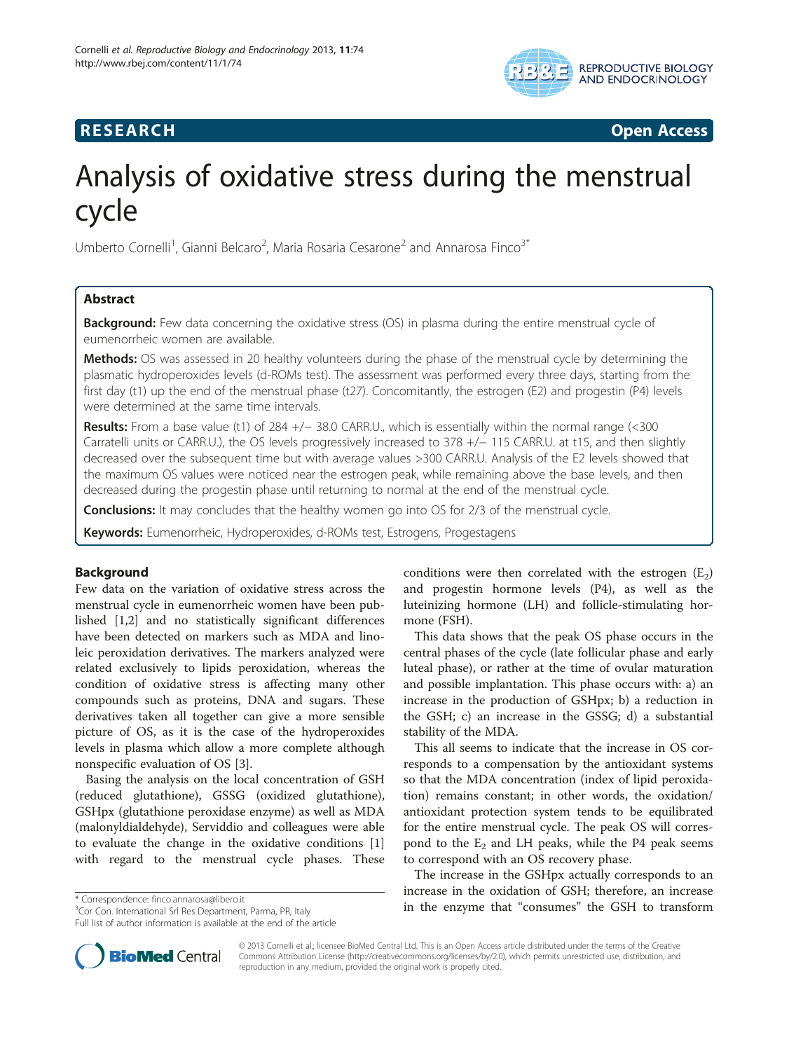**RESEARCH** **Open Access**

# Analysis of oxidative stress during the menstrual cycle

Umberto Cornelli[1], Gianni Belcaro[2], Maria Rosaria Cesarone[2] and Annarosa Finco[3*]

## Abstract

**Background:** Few data concerning the oxidative stress (OS) in plasma during the entire menstrual cycle of eumenorrheic women are available.

**Methods:** OS was assessed in 20 healthy volunteers during the phase of the menstrual cycle by determining the plasmatic hydroperoxides levels (d-ROMs test). The assessment was performed every three days, starting from the first day (t1) up the end of the menstrual phase (t27). Concomitantly, the estrogen (E2) and progestin (P4) levels were determined at the same time intervals.

**Results:** From a base value (t1) of 284 +/− 38.0 CARR.U., which is essentially within the normal range (<300 Carratelli units or CARR.U.), the OS levels progressively increased to 378 +/− 115 CARR.U. at t15, and then slightly decreased over the subsequent time but with average values >300 CARR.U. Analysis of the E2 levels showed that the maximum OS values were noticed near the estrogen peak, while remaining above the base levels, and then decreased during the progestin phase until returning to normal at the end of the menstrual cycle.

**Conclusions:** It may concludes that the healthy women go into OS for 2/3 of the menstrual cycle.

**Keywords:** Eumenorrheic, Hydroperoxides, d-ROMs test, Estrogens, Progestagens

## Background

Few data on the variation of oxidative stress across the menstrual cycle in eumenorrheic women have been published [1,2] and no statistically significant differences have been detected on markers such as MDA and linoleic peroxidation derivatives. The markers analyzed were related exclusively to lipids peroxidation, whereas the condition of oxidative stress is affecting many other compounds such as proteins, DNA and sugars. These derivatives taken all together can give a more sensible picture of OS, as it is the case of the hydroperoxides levels in plasma which allow a more complete although nonspecific evaluation of OS [3].

Basing the analysis on the local concentration of GSH (reduced glutathione), GSSG (oxidized glutathione), GSHpx (glutathione peroxidase enzyme) as well as MDA (malonyldialdehyde), Serviddio and colleagues were able to evaluate the change in the oxidative conditions [1] with regard to the menstrual cycle phases. These conditions were then correlated with the estrogen ($E_2$) and progestin hormone levels (P4), as well as the luteinizing hormone (LH) and follicle-stimulating hormone (FSH).

This data shows that the peak OS phase occurs in the central phases of the cycle (late follicular phase and early luteal phase), or rather at the time of ovular maturation and possible implantation. This phase occurs with: a) an increase in the production of GSHpx; b) a reduction in the GSH; c) an increase in the GSSG; d) a substantial stability of the MDA.

This all seems to indicate that the increase in OS corresponds to a compensation by the antioxidant systems so that the MDA concentration (index of lipid peroxidation) remains constant; in other words, the oxidation/antioxidant protection system tends to be equilibrated for the entire menstrual cycle. The peak OS will correspond to the $E_2$ and LH peaks, while the P4 peak seems to correspond with an OS recovery phase.

The increase in the GSHpx actually corresponds to an increase in the oxidation of GSH; therefore, an increase in the enzyme that "consumes" the GSH to transform

\* Correspondence: finco.annarosa@libero.it
[3]Cor Con. International Srl Res Department, Parma, PR, Italy
Full list of author information is available at the end of the article

© 2013 Cornelli et al.; licensee BioMed Central Ltd. This is an Open Access article distributed under the terms of the Creative Commons Attribution License (http://creativecommons.org/licenses/by/2.0), which permits unrestricted use, distribution, and reproduction in any medium, provided the original work is properly cited.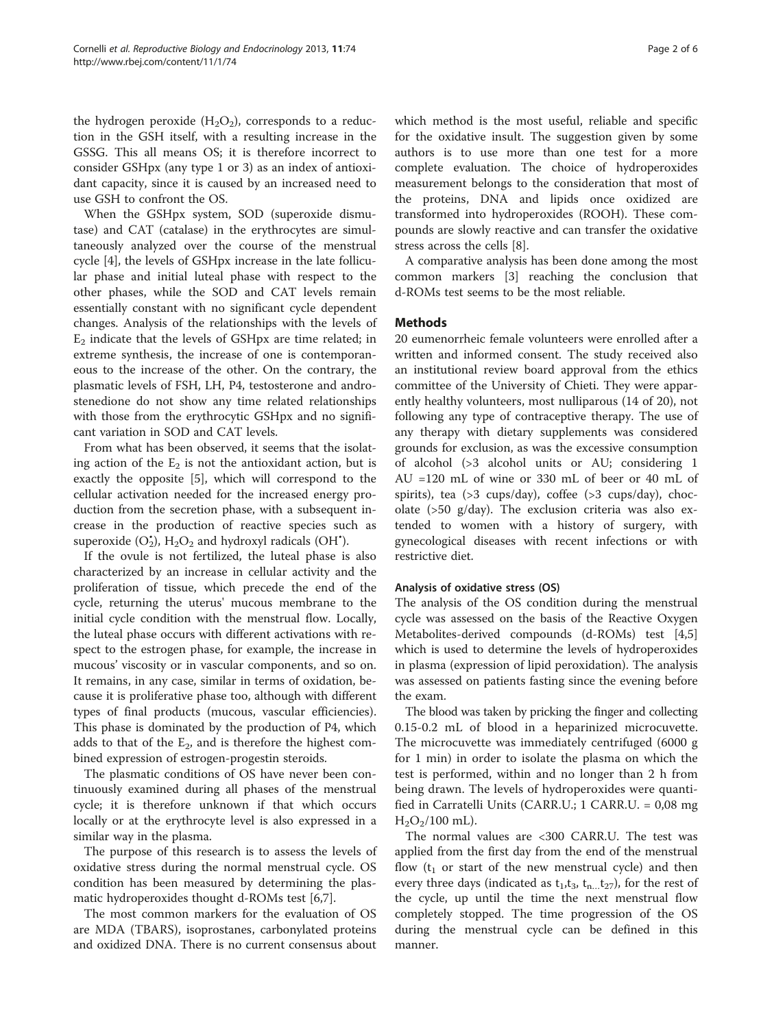the hydrogen peroxide ($H_2O_2$), corresponds to a reduction in the GSH itself, with a resulting increase in the GSSG. This all means OS; it is therefore incorrect to consider GSHpx (any type 1 or 3) as an index of antioxidant capacity, since it is caused by an increased need to use GSH to confront the OS.

When the GSHpx system, SOD (superoxide dismutase) and CAT (catalase) in the erythrocytes are simultaneously analyzed over the course of the menstrual cycle [4], the levels of GSHpx increase in the late follicular phase and initial luteal phase with respect to the other phases, while the SOD and CAT levels remain essentially constant with no significant cycle dependent changes. Analysis of the relationships with the levels of $E_2$ indicate that the levels of GSHpx are time related; in extreme synthesis, the increase of one is contemporaneous to the increase of the other. On the contrary, the plasmatic levels of FSH, LH, P4, testosterone and androstenedione do not show any time related relationships with those from the erythrocytic GSHpx and no significant variation in SOD and CAT levels.

From what has been observed, it seems that the isolating action of the $E_2$ is not the antioxidant action, but is exactly the opposite [5], which will correspond to the cellular activation needed for the increased energy production from the secretion phase, with a subsequent increase in the production of reactive species such as superoxide ($O_2^{\bullet}$), $H_2O_2$ and hydroxyl radicals ($OH^{\bullet}$).

If the ovule is not fertilized, the luteal phase is also characterized by an increase in cellular activity and the proliferation of tissue, which precede the end of the cycle, returning the uterus' mucous membrane to the initial cycle condition with the menstrual flow. Locally, the luteal phase occurs with different activations with respect to the estrogen phase, for example, the increase in mucous' viscosity or in vascular components, and so on. It remains, in any case, similar in terms of oxidation, because it is proliferative phase too, although with different types of final products (mucous, vascular efficiencies). This phase is dominated by the production of P4, which adds to that of the $E_2$, and is therefore the highest combined expression of estrogen-progestin steroids.

The plasmatic conditions of OS have never been continuously examined during all phases of the menstrual cycle; it is therefore unknown if that which occurs locally or at the erythrocyte level is also expressed in a similar way in the plasma.

The purpose of this research is to assess the levels of oxidative stress during the normal menstrual cycle. OS condition has been measured by determining the plasmatic hydroperoxides thought d-ROMs test [6,7].

The most common markers for the evaluation of OS are MDA (TBARS), isoprostanes, carbonylated proteins and oxidized DNA. There is no current consensus about which method is the most useful, reliable and specific for the oxidative insult. The suggestion given by some authors is to use more than one test for a more complete evaluation. The choice of hydroperoxides measurement belongs to the consideration that most of the proteins, DNA and lipids once oxidized are transformed into hydroperoxides (ROOH). These compounds are slowly reactive and can transfer the oxidative stress across the cells [8].

A comparative analysis has been done among the most common markers [3] reaching the conclusion that d-ROMs test seems to be the most reliable.

## Methods

20 eumenorrheic female volunteers were enrolled after a written and informed consent. The study received also an institutional review board approval from the ethics committee of the University of Chieti. They were apparently healthy volunteers, most nulliparous (14 of 20), not following any type of contraceptive therapy. The use of any therapy with dietary supplements was considered grounds for exclusion, as was the excessive consumption of alcohol (>3 alcohol units or AU; considering 1 AU =120 mL of wine or 330 mL of beer or 40 mL of spirits), tea (>3 cups/day), coffee (>3 cups/day), chocolate (>50 g/day). The exclusion criteria was also extended to women with a history of surgery, with gynecological diseases with recent infections or with restrictive diet.

### Analysis of oxidative stress (OS)

The analysis of the OS condition during the menstrual cycle was assessed on the basis of the Reactive Oxygen Metabolites-derived compounds (d-ROMs) test [4,5] which is used to determine the levels of hydroperoxides in plasma (expression of lipid peroxidation). The analysis was assessed on patients fasting since the evening before the exam.

The blood was taken by pricking the finger and collecting 0.15-0.2 mL of blood in a heparinized microcuvette. The microcuvette was immediately centrifuged (6000 g for 1 min) in order to isolate the plasma on which the test is performed, within and no longer than 2 h from being drawn. The levels of hydroperoxides were quantified in Carratelli Units (CARR.U.; 1 CARR.U. = 0,08 mg $H_2O_2$/100 mL).

The normal values are <300 CARR.U. The test was applied from the first day from the end of the menstrual flow ($t_1$ or start of the new menstrual cycle) and then every three days (indicated as $t_1$,$t_3$, $t_{n...}t_{27}$), for the rest of the cycle, up until the time the next menstrual flow completely stopped. The time progression of the OS during the menstrual cycle can be defined in this manner.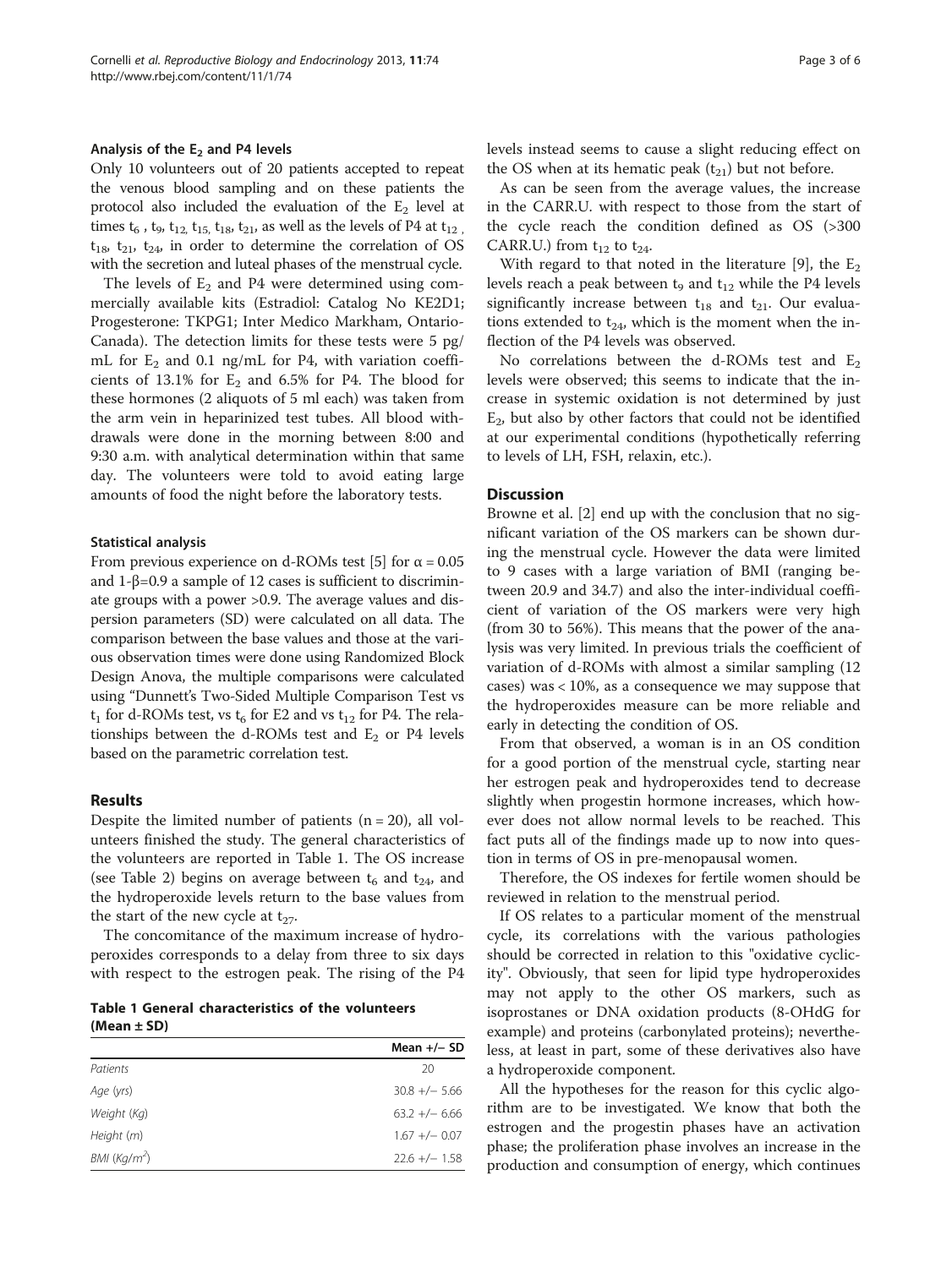#### Analysis of the $E_2$ and P4 levels

Only 10 volunteers out of 20 patients accepted to repeat the venous blood sampling and on these patients the protocol also included the evaluation of the $E_2$ level at times $t_6$ , $t_9$, $t_{12}$, $t_{15}$, $t_{18}$, $t_{21}$, as well as the levels of P4 at $t_{12}$ , $t_{18}$, $t_{21}$, $t_{24}$, in order to determine the correlation of OS with the secretion and luteal phases of the menstrual cycle.

The levels of $E_2$ and P4 were determined using commercially available kits (Estradiol: Catalog No KE2D1; Progesterone: TKPG1; Inter Medico Markham, Ontario-Canada). The detection limits for these tests were 5 pg/mL for $E_2$ and 0.1 ng/mL for P4, with variation coefficients of 13.1% for $E_2$ and 6.5% for P4. The blood for these hormones (2 aliquots of 5 ml each) was taken from the arm vein in heparinized test tubes. All blood withdrawals were done in the morning between 8:00 and 9:30 a.m. with analytical determination within that same day. The volunteers were told to avoid eating large amounts of food the night before the laboratory tests.

#### Statistical analysis

From previous experience on d-ROMs test [5] for $\alpha = 0.05$ and $1\text{-}\beta=0.9$ a sample of 12 cases is sufficient to discriminate groups with a power >0.9. The average values and dispersion parameters (SD) were calculated on all data. The comparison between the base values and those at the various observation times were done using Randomized Block Design Anova, the multiple comparisons were calculated using "Dunnett's Two-Sided Multiple Comparison Test vs $t_1$ for d-ROMs test, vs $t_6$ for E2 and vs $t_{12}$ for P4. The relationships between the d-ROMs test and $E_2$ or P4 levels based on the parametric correlation test.

## Results

Despite the limited number of patients (n = 20), all volunteers finished the study. The general characteristics of the volunteers are reported in Table 1. The OS increase (see Table 2) begins on average between $t_6$ and $t_{24}$, and the hydroperoxide levels return to the base values from the start of the new cycle at $t_{27}$.

The concomitance of the maximum increase of hydroperoxides corresponds to a delay from three to six days with respect to the estrogen peak. The rising of the P4 levels instead seems to cause a slight reducing effect on the OS when at its hematic peak ($t_{21}$) but not before.

As can be seen from the average values, the increase in the CARR.U. with respect to those from the start of the cycle reach the condition defined as OS (>300 CARR.U.) from $t_{12}$ to $t_{24}$.

With regard to that noted in the literature [9], the $E_2$ levels reach a peak between $t_9$ and $t_{12}$ while the P4 levels significantly increase between $t_{18}$ and $t_{21}$. Our evaluations extended to $t_{24}$, which is the moment when the inflection of the P4 levels was observed.

No correlations between the d-ROMs test and $E_2$ levels were observed; this seems to indicate that the increase in systemic oxidation is not determined by just $E_2$, but also by other factors that could not be identified at our experimental conditions (hypothetically referring to levels of LH, FSH, relaxin, etc.).

**Table 1 General characteristics of the volunteers (Mean ± SD)**

| | Mean +/− SD |
|---|---|
| *Patients* | 20 |
| *Age (yrs)* | 30.8 +/− 5.66 |
| *Weight (Kg)* | 63.2 +/− 6.66 |
| *Height (m)* | 1.67 +/− 0.07 |
| *BMI (Kg/m²)* | 22.6 +/− 1.58 |

## Discussion

Browne et al. [2] end up with the conclusion that no significant variation of the OS markers can be shown during the menstrual cycle. However the data were limited to 9 cases with a large variation of BMI (ranging between 20.9 and 34.7) and also the inter-individual coefficient of variation of the OS markers were very high (from 30 to 56%). This means that the power of the analysis was very limited. In previous trials the coefficient of variation of d-ROMs with almost a similar sampling (12 cases) was < 10%, as a consequence we may suppose that the hydroperoxides measure can be more reliable and early in detecting the condition of OS.

From that observed, a woman is in an OS condition for a good portion of the menstrual cycle, starting near her estrogen peak and hydroperoxides tend to decrease slightly when progestin hormone increases, which however does not allow normal levels to be reached. This fact puts all of the findings made up to now into question in terms of OS in pre-menopausal women.

Therefore, the OS indexes for fertile women should be reviewed in relation to the menstrual period.

If OS relates to a particular moment of the menstrual cycle, its correlations with the various pathologies should be corrected in relation to this "oxidative cyclicity". Obviously, that seen for lipid type hydroperoxides may not apply to the other OS markers, such as isoprostanes or DNA oxidation products (8-OHdG for example) and proteins (carbonylated proteins); nevertheless, at least in part, some of these derivatives also have a hydroperoxide component.

All the hypotheses for the reason for this cyclic algorithm are to be investigated. We know that both the estrogen and the progestin phases have an activation phase; the proliferation phase involves an increase in the production and consumption of energy, which continues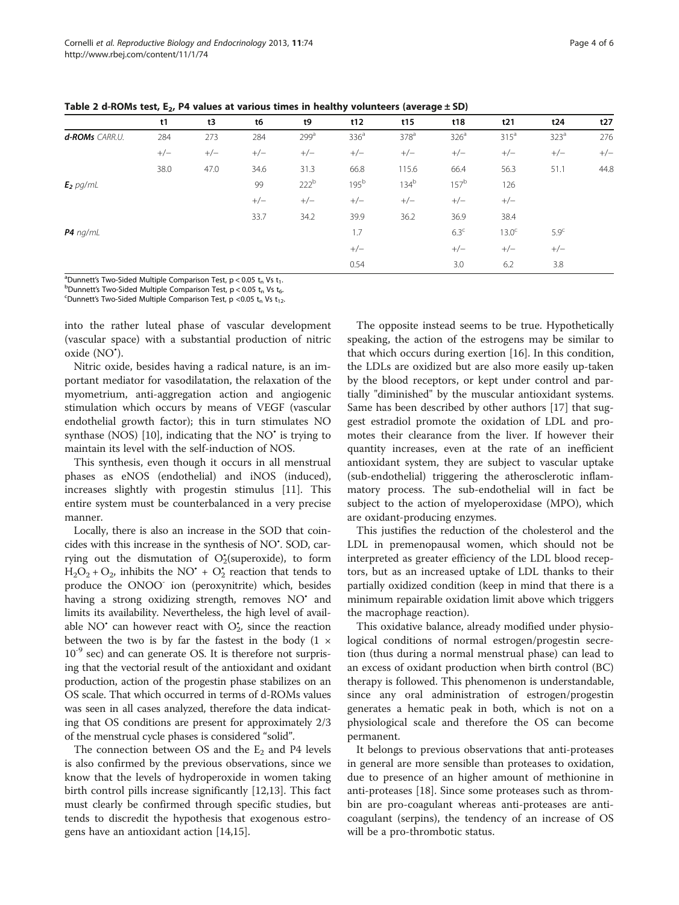**Table 2 d-ROMs test, $E_2$, P4 values at various times in healthy volunteers (average ± SD)**

| | t1 | t3 | t6 | t9 | t12 | t15 | t18 | t21 | t24 | t27 |
|---|---|---|---|---|---|---|---|---|---|---|
| ***d-ROMs*** *CARR.U.* | 284 | 273 | 284 | 299[a] | 336[a] | 378[a] | 326[a] | 315[a] | 323[a] | 276 |
| | +/− | +/− | +/− | +/− | +/− | +/− | +/− | +/− | +/− | +/− |
| | 38.0 | 47.0 | 34.6 | 31.3 | 66.8 | 115.6 | 66.4 | 56.3 | 51.1 | 44.8 |
| ***$E_2$*** *pg/mL* | | | 99 | 222[b] | 195[b] | 134[b] | 157[b] | 126 | | |
| | | | +/− | +/− | +/− | +/− | +/− | +/− | | |
| | | | 33.7 | 34.2 | 39.9 | 36.2 | 36.9 | 38.4 | | |
| ***P4*** *ng/mL* | | | | | 1.7 | | 6.3[c] | 13.0[c] | 5.9[c] | |
| | | | | | +/− | | +/− | +/− | +/− | |
| | | | | | 0.54 | | 3.0 | 6.2 | 3.8 | |

[a]Dunnett's Two-Sided Multiple Comparison Test, $p < 0.05$ $t_n$ Vs $t_1$.
[b]Dunnett's Two-Sided Multiple Comparison Test, $p < 0.05$ $t_n$ Vs $t_6$.
[c]Dunnett's Two-Sided Multiple Comparison Test, $p < 0.05$ $t_n$ Vs $t_{12}$.

into the rather luteal phase of vascular development (vascular space) with a substantial production of nitric oxide ($NO^•$).

Nitric oxide, besides having a radical nature, is an important mediator for vasodilatation, the relaxation of the myometrium, anti-aggregation action and angiogenic stimulation which occurs by means of VEGF (vascular endothelial growth factor); this in turn stimulates NO synthase (NOS) [10], indicating that the $NO^•$ is trying to maintain its level with the self-induction of NOS.

This synthesis, even though it occurs in all menstrual phases as eNOS (endothelial) and iNOS (induced), increases slightly with progestin stimulus [11]. This entire system must be counterbalanced in a very precise manner.

Locally, there is also an increase in the SOD that coincides with this increase in the synthesis of $NO^•$. SOD, carrying out the dismutation of $O_2^•$(superoxide), to form $H_2O_2 + O_2$, inhibits the $NO^• + O_2^•$ reaction that tends to produce the $ONOO^-$ ion (peroxynitrite) which, besides having a strong oxidizing strength, removes $NO^•$ and limits its availability. Nevertheless, the high level of available $NO^•$ can however react with $O_2^•$, since the reaction between the two is by far the fastest in the body ($1 \times 10^{-9}$ sec) and can generate OS. It is therefore not surprising that the vectorial result of the antioxidant and oxidant production, action of the progestin phase stabilizes on an OS scale. That which occurred in terms of d-ROMs values was seen in all cases analyzed, therefore the data indicating that OS conditions are present for approximately 2/3 of the menstrual cycle phases is considered "solid".

The connection between OS and the $E_2$ and P4 levels is also confirmed by the previous observations, since we know that the levels of hydroperoxide in women taking birth control pills increase significantly [12,13]. This fact must clearly be confirmed through specific studies, but tends to discredit the hypothesis that exogenous estrogens have an antioxidant action [14,15].

The opposite instead seems to be true. Hypothetically speaking, the action of the estrogens may be similar to that which occurs during exertion [16]. In this condition, the LDLs are oxidized but are also more easily up-taken by the blood receptors, or kept under control and partially "diminished" by the muscular antioxidant systems. Same has been described by other authors [17] that suggest estradiol promote the oxidation of LDL and promotes their clearance from the liver. If however their quantity increases, even at the rate of an inefficient antioxidant system, they are subject to vascular uptake (sub-endothelial) triggering the atherosclerotic inflammatory process. The sub-endothelial will in fact be subject to the action of myeloperoxidase (MPO), which are oxidant-producing enzymes.

This justifies the reduction of the cholesterol and the LDL in premenopausal women, which should not be interpreted as greater efficiency of the LDL blood receptors, but as an increased uptake of LDL thanks to their partially oxidized condition (keep in mind that there is a minimum repairable oxidation limit above which triggers the macrophage reaction).

This oxidative balance, already modified under physiological conditions of normal estrogen/progestin secretion (thus during a normal menstrual phase) can lead to an excess of oxidant production when birth control (BC) therapy is followed. This phenomenon is understandable, since any oral administration of estrogen/progestin generates a hematic peak in both, which is not on a physiological scale and therefore the OS can become permanent.

It belongs to previous observations that anti-proteases in general are more sensible than proteases to oxidation, due to presence of an higher amount of methionine in anti-proteases [18]. Since some proteases such as thrombin are pro-coagulant whereas anti-proteases are anticoagulant (serpins), the tendency of an increase of OS will be a pro-thrombotic status.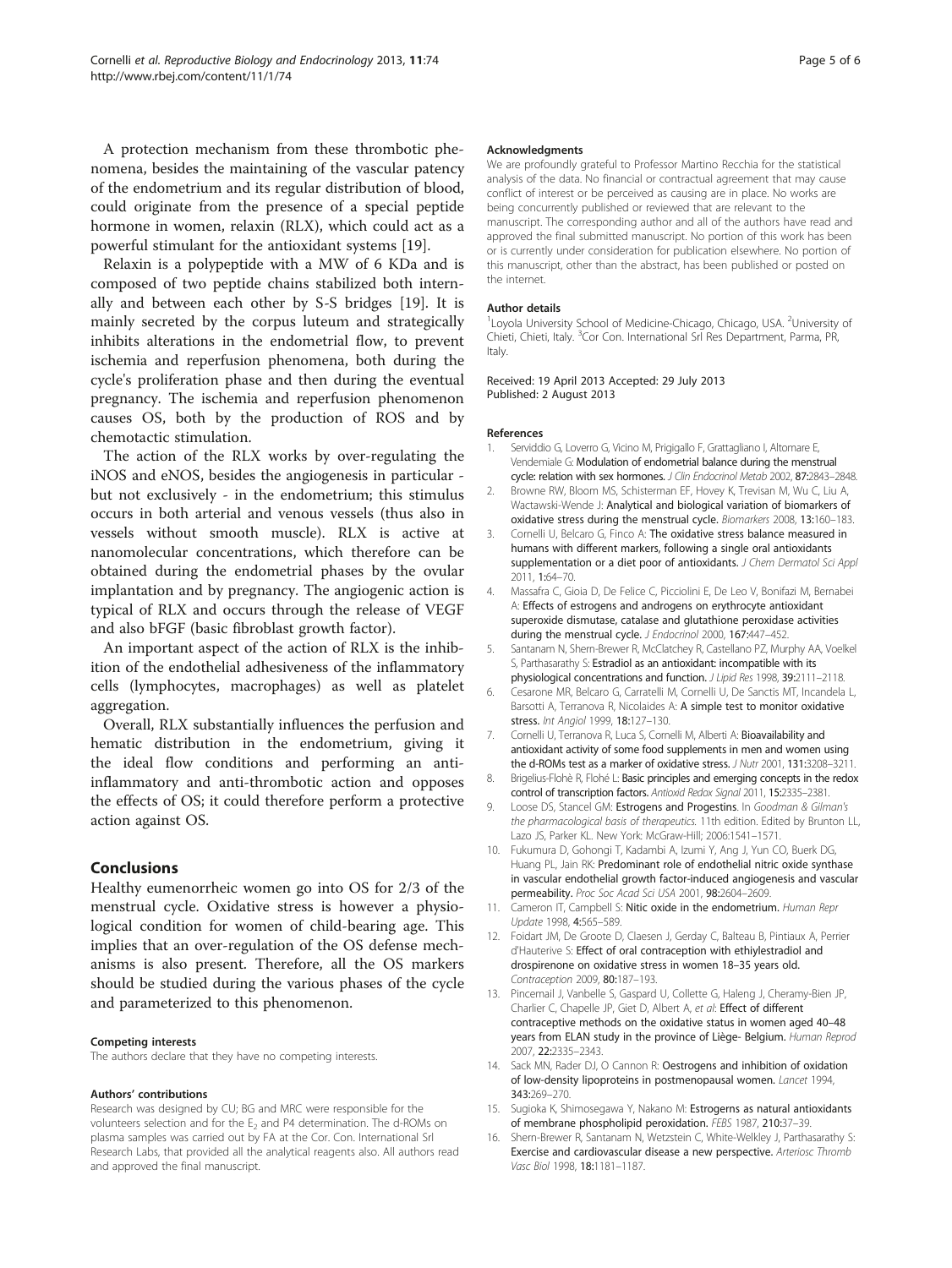A protection mechanism from these thrombotic phenomena, besides the maintaining of the vascular patency of the endometrium and its regular distribution of blood, could originate from the presence of a special peptide hormone in women, relaxin (RLX), which could act as a powerful stimulant for the antioxidant systems [19].

Relaxin is a polypeptide with a MW of 6 KDa and is composed of two peptide chains stabilized both internally and between each other by S-S bridges [19]. It is mainly secreted by the corpus luteum and strategically inhibits alterations in the endometrial flow, to prevent ischemia and reperfusion phenomena, both during the cycle's proliferation phase and then during the eventual pregnancy. The ischemia and reperfusion phenomenon causes OS, both by the production of ROS and by chemotactic stimulation.

The action of the RLX works by over-regulating the iNOS and eNOS, besides the angiogenesis in particular - but not exclusively - in the endometrium; this stimulus occurs in both arterial and venous vessels (thus also in vessels without smooth muscle). RLX is active at nanomolecular concentrations, which therefore can be obtained during the endometrial phases by the ovular implantation and by pregnancy. The angiogenic action is typical of RLX and occurs through the release of VEGF and also bFGF (basic fibroblast growth factor).

An important aspect of the action of RLX is the inhibition of the endothelial adhesiveness of the inflammatory cells (lymphocytes, macrophages) as well as platelet aggregation.

Overall, RLX substantially influences the perfusion and hematic distribution in the endometrium, giving it the ideal flow conditions and performing an anti-inflammatory and anti-thrombotic action and opposes the effects of OS; it could therefore perform a protective action against OS.

## Conclusions

Healthy eumenorrheic women go into OS for 2/3 of the menstrual cycle. Oxidative stress is however a physiological condition for women of child-bearing age. This implies that an over-regulation of the OS defense mechanisms is also present. Therefore, all the OS markers should be studied during the various phases of the cycle and parameterized to this phenomenon.

#### Competing interests

The authors declare that they have no competing interests.

#### Authors' contributions

Research was designed by CU; BG and MRC were responsible for the volunteers selection and for the $E_2$ and P4 determination. The d-ROMs on plasma samples was carried out by FA at the Cor. Con. International Srl Research Labs, that provided all the analytical reagents also. All authors read and approved the final manuscript.

#### Acknowledgments

We are profoundly grateful to Professor Martino Recchia for the statistical analysis of the data. No financial or contractual agreement that may cause conflict of interest or be perceived as causing are in place. No works are being concurrently published or reviewed that are relevant to the manuscript. The corresponding author and all of the authors have read and approved the final submitted manuscript. No portion of this work has been or is currently under consideration for publication elsewhere. No portion of this manuscript, other than the abstract, has been published or posted on the internet.

#### Author details

[1]Loyola University School of Medicine-Chicago, Chicago, USA. [2]University of Chieti, Chieti, Italy. [3]Cor Con. International Srl Res Department, Parma, PR, Italy.

Received: 19 April 2013 Accepted: 29 July 2013
Published: 2 August 2013

#### References

1. Serviddio G, Loverro G, Vicino M, Prigigallo F, Grattagliano I, Altomare E, Vendemiale G: **Modulation of endometrial balance during the menstrual cycle: relation with sex hormones.** *J Clin Endocrinol Metab* 2002, **87:**2843–2848.
2. Browne RW, Bloom MS, Schisterman EF, Hovey K, Trevisan M, Wu C, Liu A, Wactawski-Wende J: **Analytical and biological variation of biomarkers of oxidative stress during the menstrual cycle.** *Biomarkers* 2008, **13:**160–183.
3. Cornelli U, Belcaro G, Finco A: **The oxidative stress balance measured in humans with different markers, following a single oral antioxidants supplementation or a diet poor of antioxidants.** *J Chem Dermatol Sci Appl* 2011, **1:**64–70.
4. Massafra C, Gioia D, De Felice C, Picciolini E, De Leo V, Bonifazi M, Bernabei A: **Effects of estrogens and androgens on erythrocyte antioxidant superoxide dismutase, catalase and glutathione peroxidase activities during the menstrual cycle.** *J Endocrinol* 2000, **167:**447–452.
5. Santanam N, Shern-Brewer R, McClatchey R, Castellano PZ, Murphy AA, Voelkel S, Parthasarathy S: **Estradiol as an antioxidant: incompatible with its physiological concentrations and function.** *J Lipid Res* 1998, **39:**2111–2118.
6. Cesarone MR, Belcaro G, Carratelli M, Cornelli U, De Sanctis MT, Incandela L, Barsotti A, Terranova R, Nicolaides A: **A simple test to monitor oxidative stress.** *Int Angiol* 1999, **18:**127–130.
7. Cornelli U, Terranova R, Luca S, Cornelli M, Alberti A: **Bioavailability and antioxidant activity of some food supplements in men and women using the d-ROMs test as a marker of oxidative stress.** *J Nutr* 2001, **131:**3208–3211.
8. Brigelius-Flohè R, Flohé L: **Basic principles and emerging concepts in the redox control of transcription factors.** *Antioxid Redox Signal* 2011, **15:**2335–2381.
9. Loose DS, Stancel GM: **Estrogens and Progestins.** In *Goodman & Gilman's the pharmacological basis of therapeutics.* 11th edition. Edited by Brunton LL, Lazo JS, Parker KL. New York: McGraw-Hill; 2006:1541–1571.
10. Fukumura D, Gohongi T, Kadambi A, Izumi Y, Ang J, Yun CO, Buerk DG, Huang PL, Jain RK: **Predominant role of endothelial nitric oxide synthase in vascular endothelial growth factor-induced angiogenesis and vascular permeability.** *Proc Soc Acad Sci USA* 2001, **98:**2604–2609.
11. Cameron IT, Campbell S: **Nitic oxide in the endometrium.** *Human Repr Update* 1998, **4:**565–589.
12. Foidart JM, De Groote D, Claesen J, Gerday C, Balteau B, Pintiaux A, Perrier d'Hauterive S: **Effect of oral contraception with ethiylestradiol and drospirenone on oxidative stress in women 18–35 years old.** *Contraception* 2009, **80:**187–193.
13. Pincemail J, Vanbelle S, Gaspard U, Collette G, Haleng J, Cheramy-Bien JP, Charlier C, Chapelle JP, Giet D, Albert A, *et al*: **Effect of different contraceptive methods on the oxidative status in women aged 40–48 years from ELAN study in the province of Liège- Belgium.** *Human Reprod* 2007, **22:**2335–2343.
14. Sack MN, Rader DJ, O Cannon R: **Oestrogens and inhibition of oxidation of low-density lipoproteins in postmenopausal women.** *Lancet* 1994, **343:**269–270.
15. Sugioka K, Shimosegawa Y, Nakano M: **Estrogerns as natural antioxidants of membrane phospholipid peroxidation.** *FEBS* 1987, **210:**37–39.
16. Shern-Brewer R, Santanam N, Wetzstein C, White-Welkley J, Parthasarathy S: **Exercise and cardiovascular disease a new perspective.** *Arteriosc Thromb Vasc Biol* 1998, **18:**1181–1187.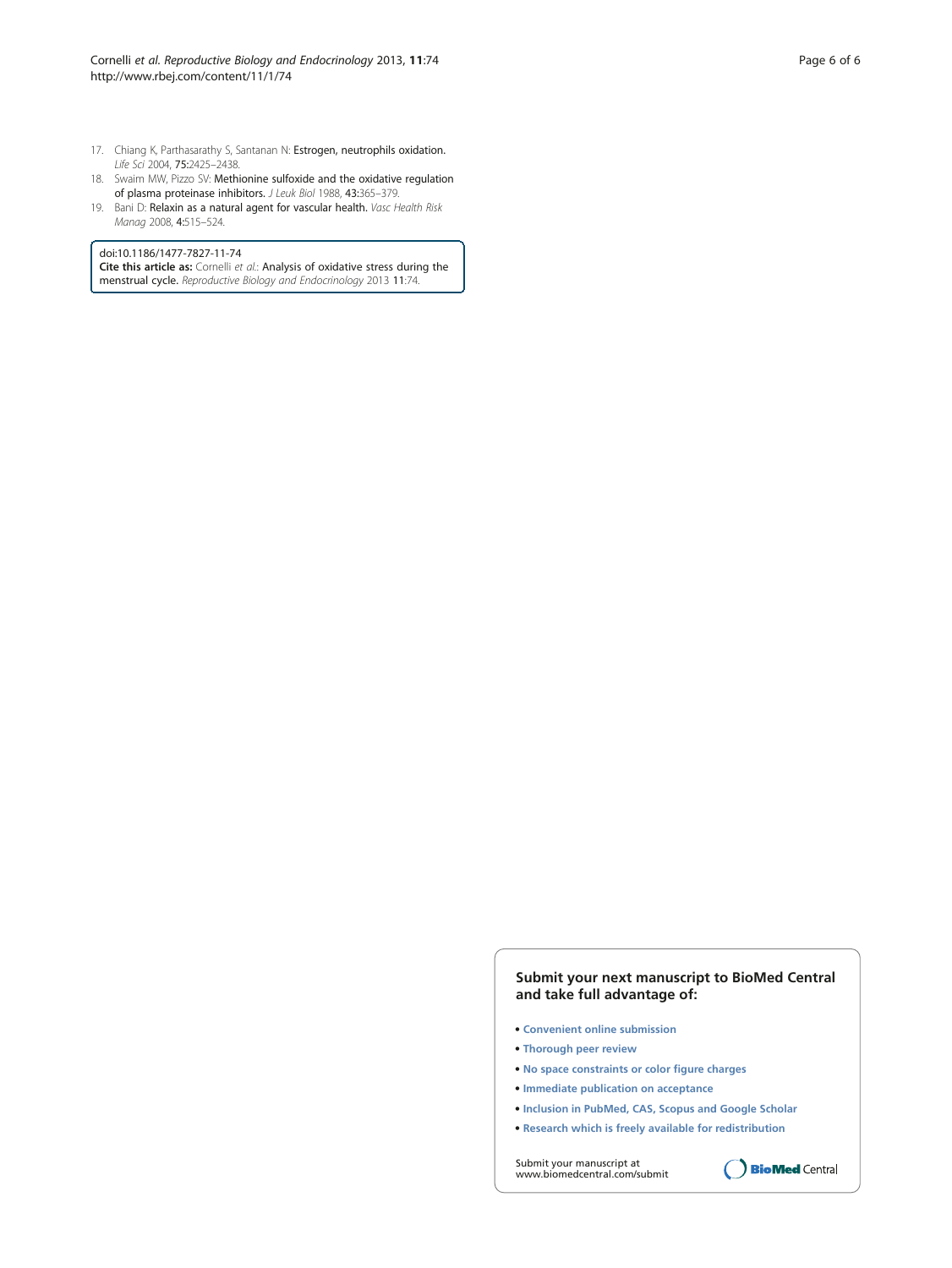17. Chiang K, Parthasarathy S, Santanan N: **Estrogen, neutrophils oxidation.** *Life Sci* 2004, **75:**2425–2438.
18. Swaim MW, Pizzo SV: **Methionine sulfoxide and the oxidative regulation of plasma proteinase inhibitors.** *J Leuk Biol* 1988, **43:**365–379.
19. Bani D: **Relaxin as a natural agent for vascular health.** *Vasc Health Risk Manag* 2008, **4:**515–524.

doi:10.1186/1477-7827-11-74
**Cite this article as:** Cornelli *et al.*: Analysis of oxidative stress during the menstrual cycle. *Reproductive Biology and Endocrinology* 2013 **11**:74.

**Submit your next manuscript to BioMed Central and take full advantage of:**

- **Convenient online submission**
- **Thorough peer review**
- **No space constraints or color figure charges**
- **Immediate publication on acceptance**
- **Inclusion in PubMed, CAS, Scopus and Google Scholar**
- **Research which is freely available for redistribution**

Submit your manuscript at
www.biomedcentral.com/submit

BioMed Central